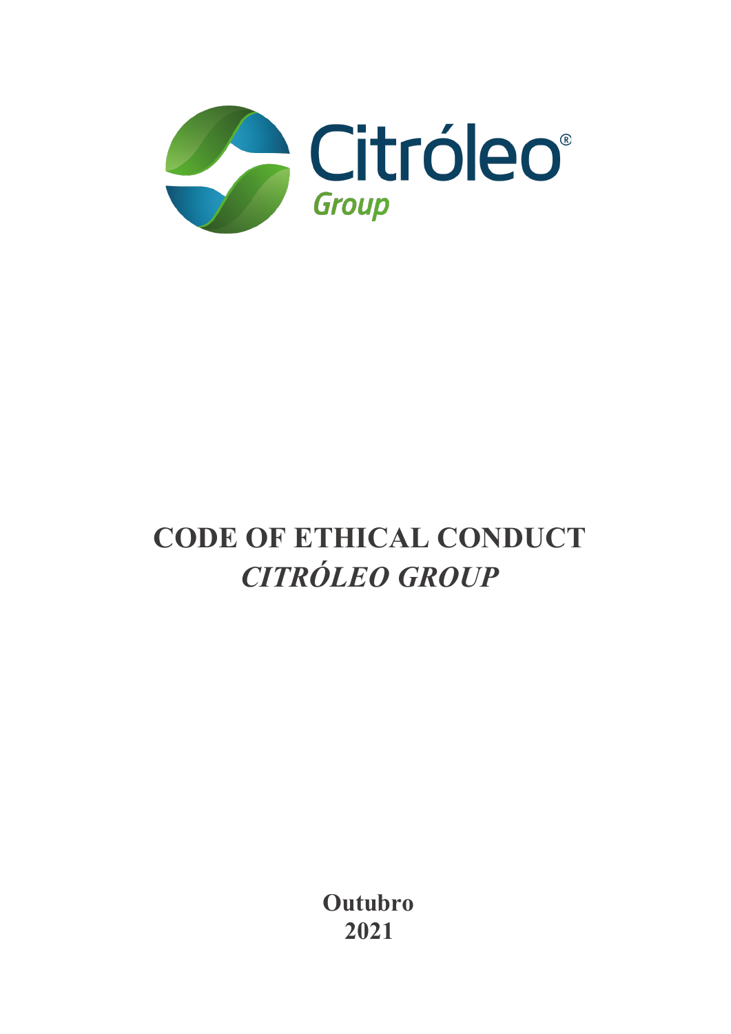Citróleo®
Group

# CODE OF ETHICAL CONDUCT
# *CITRÓLEO GROUP*

**Outubro**
**2021**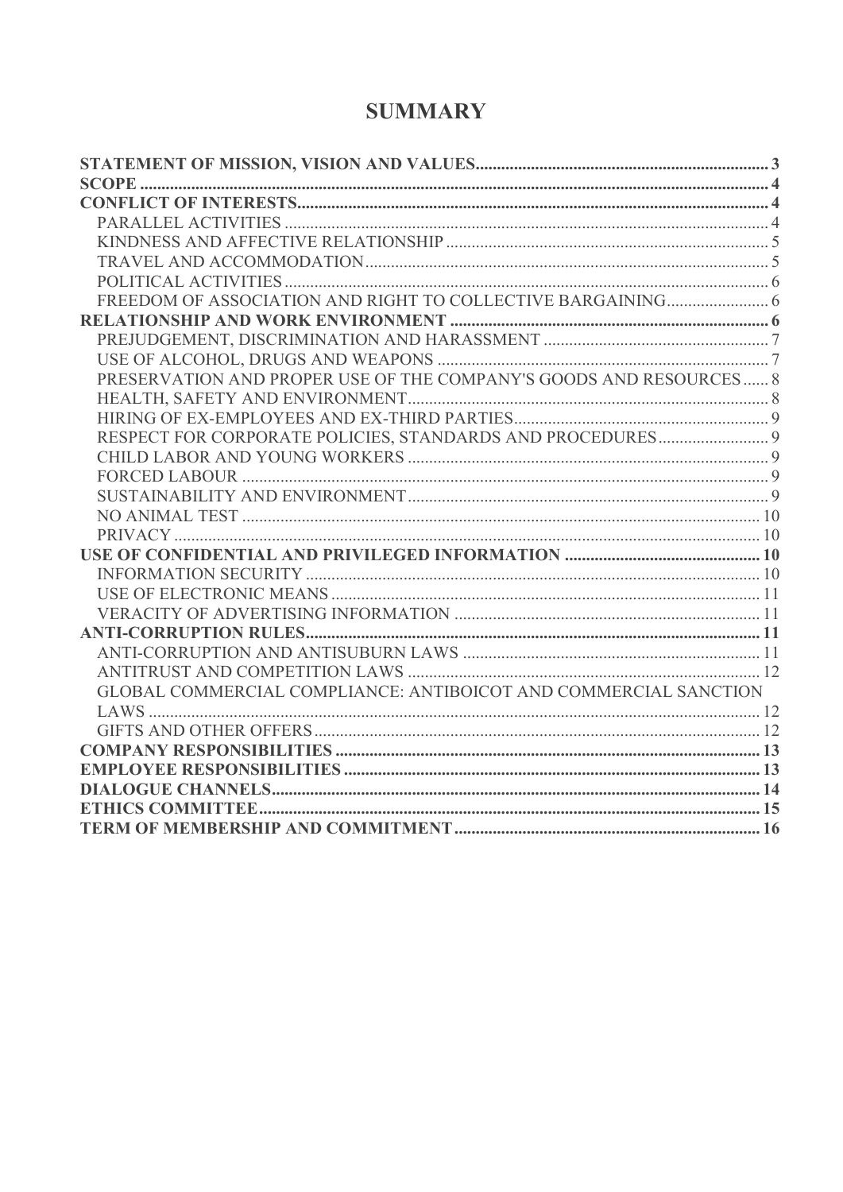# SUMMARY

**STATEMENT OF MISSION, VISION AND VALUES** ..... **3**
**SCOPE** ..... **4**
**CONFLICT OF INTERESTS** ..... **4**
- PARALLEL ACTIVITIES ..... 4
- KINDNESS AND AFFECTIVE RELATIONSHIP ..... 5
- TRAVEL AND ACCOMMODATION ..... 5
- POLITICAL ACTIVITIES ..... 6
- FREEDOM OF ASSOCIATION AND RIGHT TO COLLECTIVE BARGAINING ..... 6

**RELATIONSHIP AND WORK ENVIRONMENT** ..... **6**
- PREJUDGEMENT, DISCRIMINATION AND HARASSMENT ..... 7
- USE OF ALCOHOL, DRUGS AND WEAPONS ..... 7
- PRESERVATION AND PROPER USE OF THE COMPANY'S GOODS AND RESOURCES ..... 8
- HEALTH, SAFETY AND ENVIRONMENT ..... 8
- HIRING OF EX-EMPLOYEES AND EX-THIRD PARTIES ..... 9
- RESPECT FOR CORPORATE POLICIES, STANDARDS AND PROCEDURES ..... 9
- CHILD LABOR AND YOUNG WORKERS ..... 9
- FORCED LABOUR ..... 9
- SUSTAINABILITY AND ENVIRONMENT ..... 9
- NO ANIMAL TEST ..... 10
- PRIVACY ..... 10

**USE OF CONFIDENTIAL AND PRIVILEGED INFORMATION** ..... **10**
- INFORMATION SECURITY ..... 10
- USE OF ELECTRONIC MEANS ..... 11
- VERACITY OF ADVERTISING INFORMATION ..... 11

**ANTI-CORRUPTION RULES** ..... **11**
- ANTI-CORRUPTION AND ANTISUBURN LAWS ..... 11
- ANTITRUST AND COMPETITION LAWS ..... 12
- GLOBAL COMMERCIAL COMPLIANCE: ANTIBOICOT AND COMMERCIAL SANCTION LAWS ..... 12
- GIFTS AND OTHER OFFERS ..... 12

**COMPANY RESPONSIBILITIES** ..... **13**
**EMPLOYEE RESPONSIBILITIES** ..... **13**
**DIALOGUE CHANNELS** ..... **14**
**ETHICS COMMITTEE** ..... **15**
**TERM OF MEMBERSHIP AND COMMITMENT** ..... **16**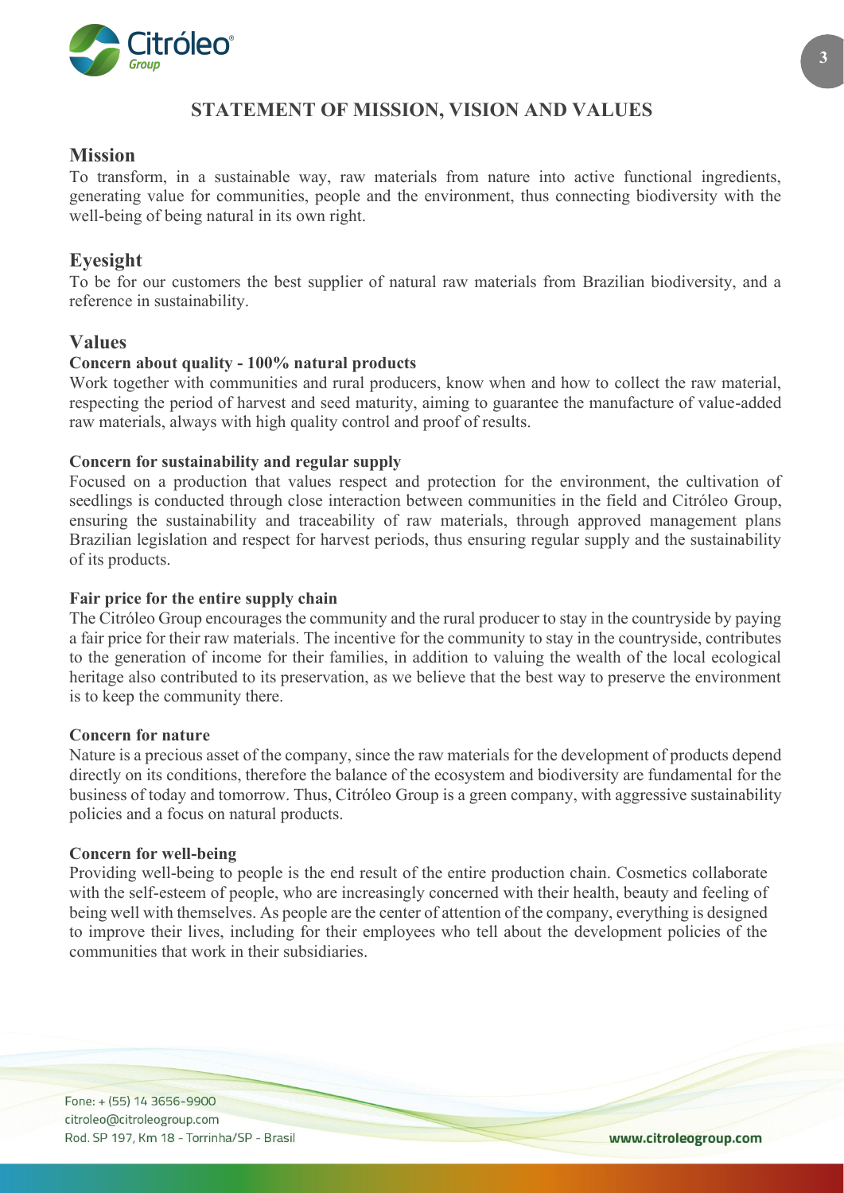# STATEMENT OF MISSION, VISION AND VALUES

## Mission

To transform, in a sustainable way, raw materials from nature into active functional ingredients, generating value for communities, people and the environment, thus connecting biodiversity with the well-being of being natural in its own right.

## Eyesight

To be for our customers the best supplier of natural raw materials from Brazilian biodiversity, and a reference in sustainability.

## Values

### Concern about quality - 100% natural products

Work together with communities and rural producers, know when and how to collect the raw material, respecting the period of harvest and seed maturity, aiming to guarantee the manufacture of value-added raw materials, always with high quality control and proof of results.

### Concern for sustainability and regular supply

Focused on a production that values respect and protection for the environment, the cultivation of seedlings is conducted through close interaction between communities in the field and Citróleo Group, ensuring the sustainability and traceability of raw materials, through approved management plans Brazilian legislation and respect for harvest periods, thus ensuring regular supply and the sustainability of its products.

### Fair price for the entire supply chain

The Citróleo Group encourages the community and the rural producer to stay in the countryside by paying a fair price for their raw materials. The incentive for the community to stay in the countryside, contributes to the generation of income for their families, in addition to valuing the wealth of the local ecological heritage also contributed to its preservation, as we believe that the best way to preserve the environment is to keep the community there.

### Concern for nature

Nature is a precious asset of the company, since the raw materials for the development of products depend directly on its conditions, therefore the balance of the ecosystem and biodiversity are fundamental for the business of today and tomorrow. Thus, Citróleo Group is a green company, with aggressive sustainability policies and a focus on natural products.

### Concern for well-being

Providing well-being to people is the end result of the entire production chain. Cosmetics collaborate with the self-esteem of people, who are increasingly concerned with their health, beauty and feeling of being well with themselves. As people are the center of attention of the company, everything is designed to improve their lives, including for their employees who tell about the development policies of the communities that work in their subsidiaries.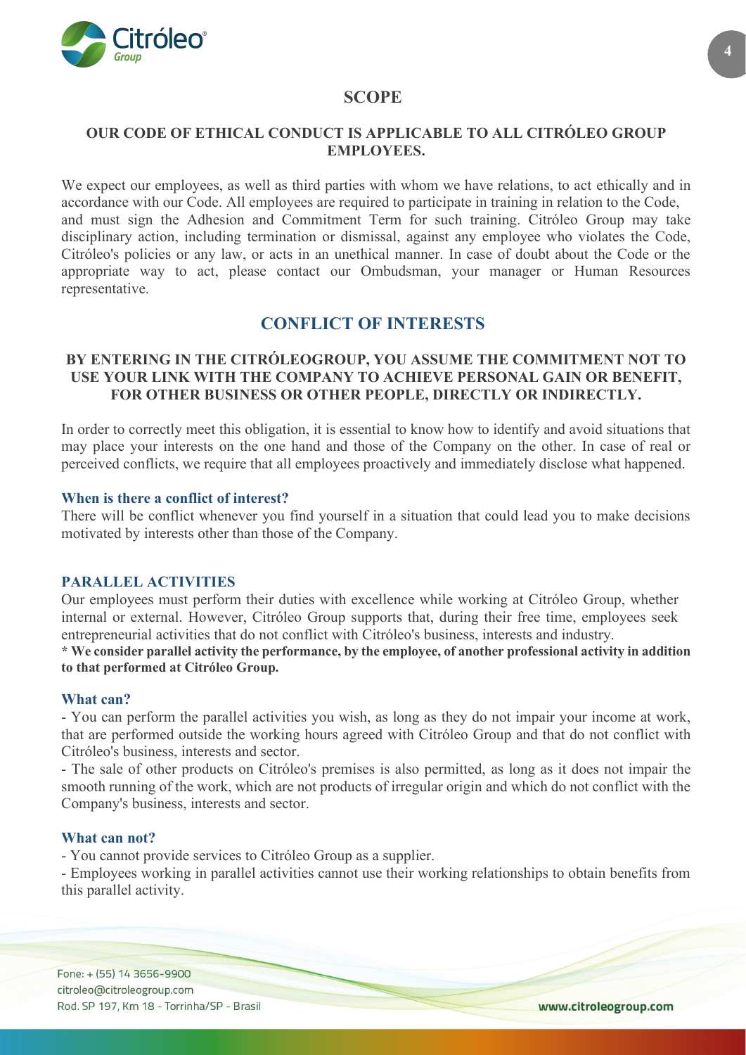## SCOPE

**OUR CODE OF ETHICAL CONDUCT IS APPLICABLE TO ALL CITRÓLEO GROUP EMPLOYEES.**

We expect our employees, as well as third parties with whom we have relations, to act ethically and in accordance with our Code. All employees are required to participate in training in relation to the Code, and must sign the Adhesion and Commitment Term for such training. Citróleo Group may take disciplinary action, including termination or dismissal, against any employee who violates the Code, Citróleo's policies or any law, or acts in an unethical manner. In case of doubt about the Code or the appropriate way to act, please contact our Ombudsman, your manager or Human Resources representative.

## CONFLICT OF INTERESTS

**BY ENTERING IN THE CITRÓLEOGROUP, YOU ASSUME THE COMMITMENT NOT TO USE YOUR LINK WITH THE COMPANY TO ACHIEVE PERSONAL GAIN OR BENEFIT, FOR OTHER BUSINESS OR OTHER PEOPLE, DIRECTLY OR INDIRECTLY.**

In order to correctly meet this obligation, it is essential to know how to identify and avoid situations that may place your interests on the one hand and those of the Company on the other. In case of real or perceived conflicts, we require that all employees proactively and immediately disclose what happened.

### When is there a conflict of interest?

There will be conflict whenever you find yourself in a situation that could lead you to make decisions motivated by interests other than those of the Company.

### PARALLEL ACTIVITIES

Our employees must perform their duties with excellence while working at Citróleo Group, whether internal or external. However, Citróleo Group supports that, during their free time, employees seek entrepreneurial activities that do not conflict with Citróleo's business, interests and industry.

**\* We consider parallel activity the performance, by the employee, of another professional activity in addition to that performed at Citróleo Group.**

### What can?

- You can perform the parallel activities you wish, as long as they do not impair your income at work, that are performed outside the working hours agreed with Citróleo Group and that do not conflict with Citróleo's business, interests and sector.
- The sale of other products on Citróleo's premises is also permitted, as long as it does not impair the smooth running of the work, which are not products of irregular origin and which do not conflict with the Company's business, interests and sector.

### What can not?

- You cannot provide services to Citróleo Group as a supplier.
- Employees working in parallel activities cannot use their working relationships to obtain benefits from this parallel activity.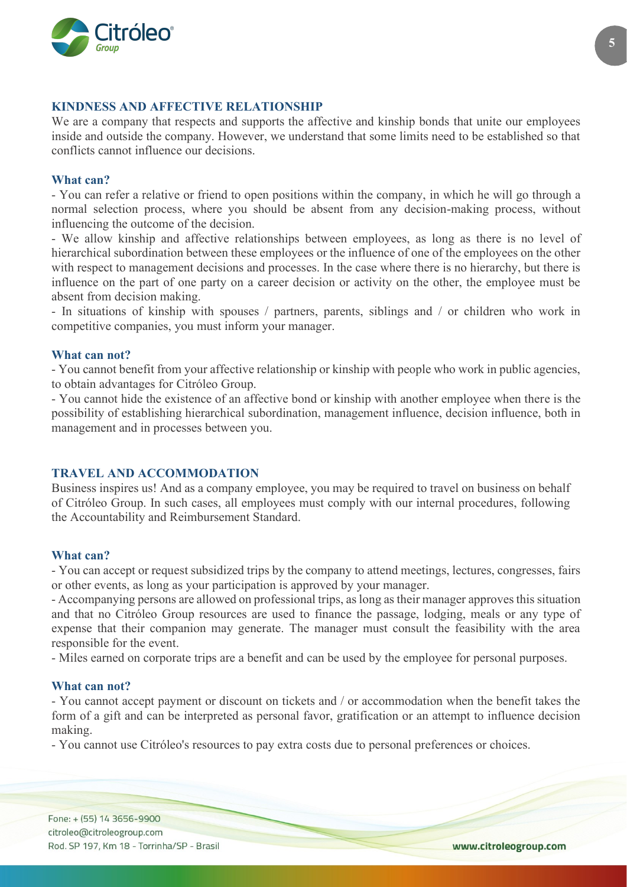## KINDNESS AND AFFECTIVE RELATIONSHIP

We are a company that respects and supports the affective and kinship bonds that unite our employees inside and outside the company. However, we understand that some limits need to be established so that conflicts cannot influence our decisions.

### What can?

- You can refer a relative or friend to open positions within the company, in which he will go through a normal selection process, where you should be absent from any decision-making process, without influencing the outcome of the decision.
- We allow kinship and affective relationships between employees, as long as there is no level of hierarchical subordination between these employees or the influence of one of the employees on the other with respect to management decisions and processes. In the case where there is no hierarchy, but there is influence on the part of one party on a career decision or activity on the other, the employee must be absent from decision making.
- In situations of kinship with spouses / partners, parents, siblings and / or children who work in competitive companies, you must inform your manager.

### What can not?

- You cannot benefit from your affective relationship or kinship with people who work in public agencies, to obtain advantages for Citróleo Group.
- You cannot hide the existence of an affective bond or kinship with another employee when there is the possibility of establishing hierarchical subordination, management influence, decision influence, both in management and in processes between you.

## TRAVEL AND ACCOMMODATION

Business inspires us! And as a company employee, you may be required to travel on business on behalf of Citróleo Group. In such cases, all employees must comply with our internal procedures, following the Accountability and Reimbursement Standard.

### What can?

- You can accept or request subsidized trips by the company to attend meetings, lectures, congresses, fairs or other events, as long as your participation is approved by your manager.
- Accompanying persons are allowed on professional trips, as long as their manager approves this situation and that no Citróleo Group resources are used to finance the passage, lodging, meals or any type of expense that their companion may generate. The manager must consult the feasibility with the area responsible for the event.
- Miles earned on corporate trips are a benefit and can be used by the employee for personal purposes.

### What can not?

- You cannot accept payment or discount on tickets and / or accommodation when the benefit takes the form of a gift and can be interpreted as personal favor, gratification or an attempt to influence decision making.
- You cannot use Citróleo's resources to pay extra costs due to personal preferences or choices.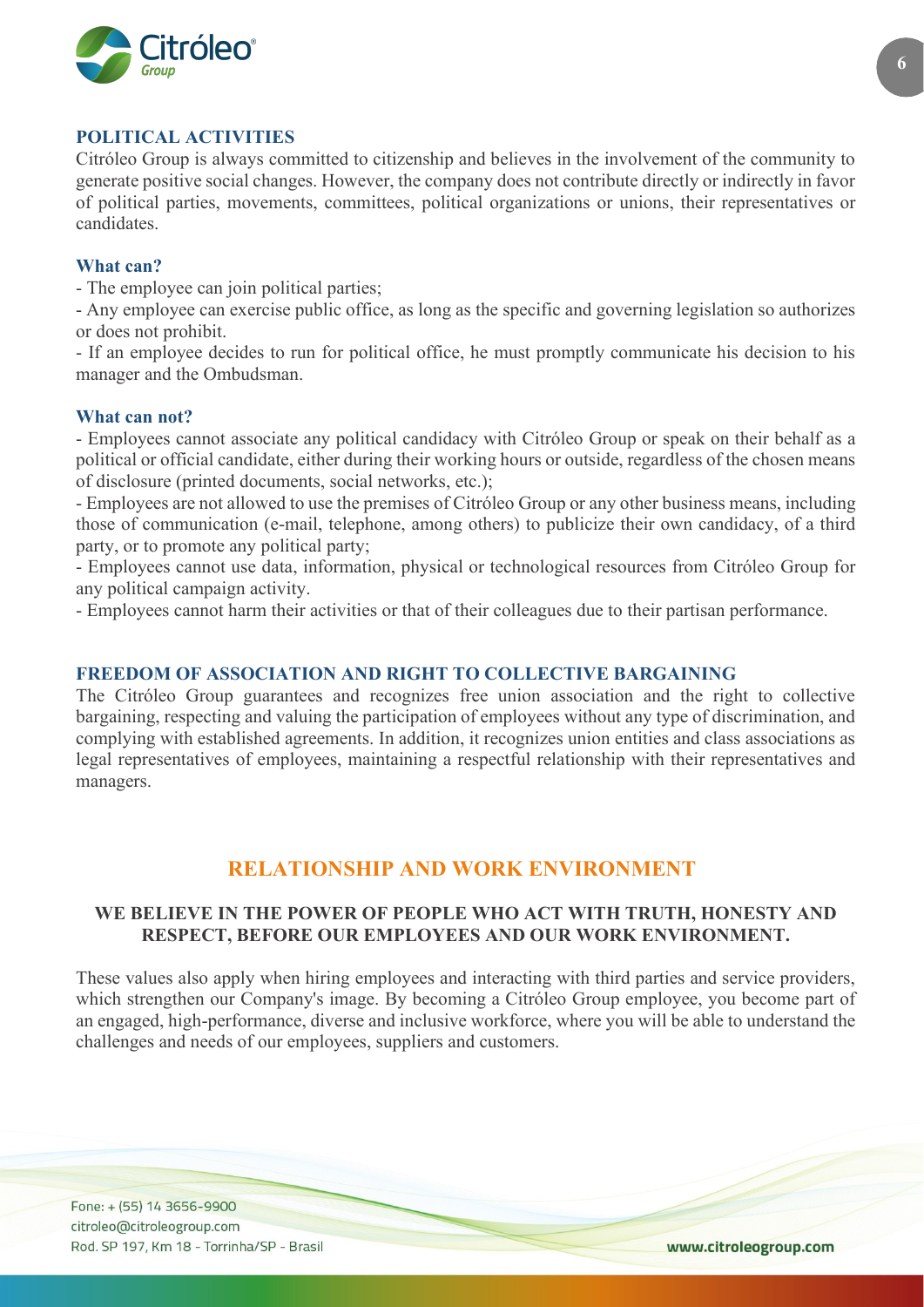## POLITICAL ACTIVITIES

Citróleo Group is always committed to citizenship and believes in the involvement of the community to generate positive social changes. However, the company does not contribute directly or indirectly in favor of political parties, movements, committees, political organizations or unions, their representatives or candidates.

### What can?

- The employee can join political parties;
- Any employee can exercise public office, as long as the specific and governing legislation so authorizes or does not prohibit.
- If an employee decides to run for political office, he must promptly communicate his decision to his manager and the Ombudsman.

### What can not?

- Employees cannot associate any political candidacy with Citróleo Group or speak on their behalf as a political or official candidate, either during their working hours or outside, regardless of the chosen means of disclosure (printed documents, social networks, etc.);
- Employees are not allowed to use the premises of Citróleo Group or any other business means, including those of communication (e-mail, telephone, among others) to publicize their own candidacy, of a third party, or to promote any political party;
- Employees cannot use data, information, physical or technological resources from Citróleo Group for any political campaign activity.
- Employees cannot harm their activities or that of their colleagues due to their partisan performance.

## FREEDOM OF ASSOCIATION AND RIGHT TO COLLECTIVE BARGAINING

The Citróleo Group guarantees and recognizes free union association and the right to collective bargaining, respecting and valuing the participation of employees without any type of discrimination, and complying with established agreements. In addition, it recognizes union entities and class associations as legal representatives of employees, maintaining a respectful relationship with their representatives and managers.

# RELATIONSHIP AND WORK ENVIRONMENT

**WE BELIEVE IN THE POWER OF PEOPLE WHO ACT WITH TRUTH, HONESTY AND RESPECT, BEFORE OUR EMPLOYEES AND OUR WORK ENVIRONMENT.**

These values also apply when hiring employees and interacting with third parties and service providers, which strengthen our Company's image. By becoming a Citróleo Group employee, you become part of an engaged, high-performance, diverse and inclusive workforce, where you will be able to understand the challenges and needs of our employees, suppliers and customers.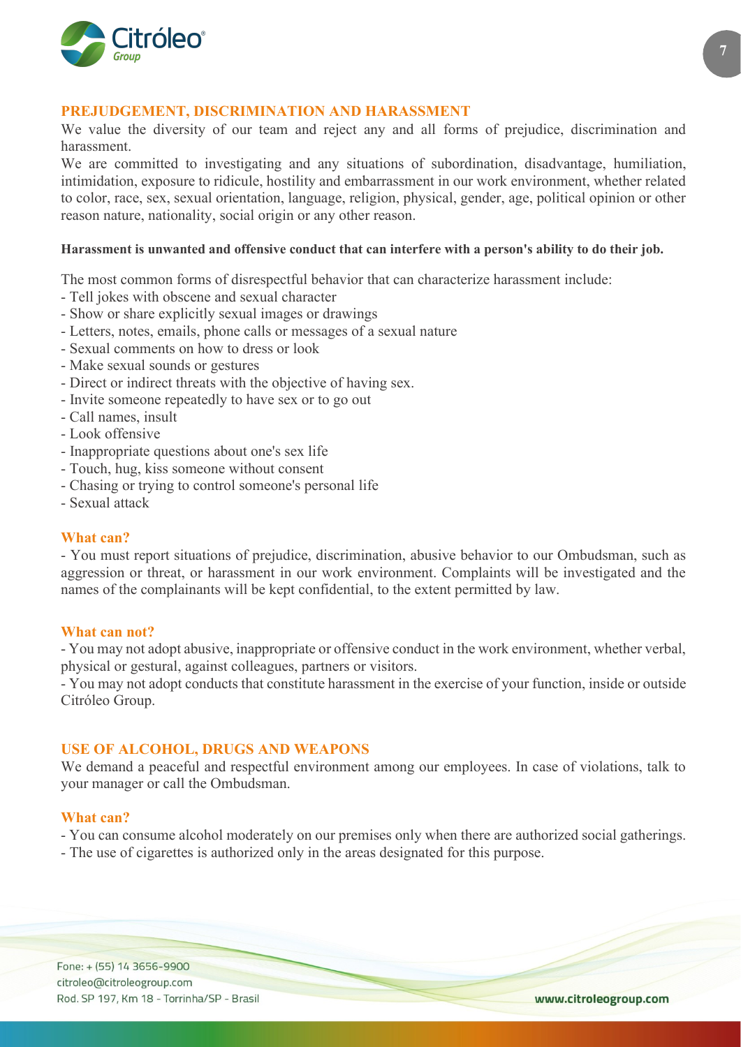## PREJUDGEMENT, DISCRIMINATION AND HARASSMENT

We value the diversity of our team and reject any and all forms of prejudice, discrimination and harassment.

We are committed to investigating and any situations of subordination, disadvantage, humiliation, intimidation, exposure to ridicule, hostility and embarrassment in our work environment, whether related to color, race, sex, sexual orientation, language, religion, physical, gender, age, political opinion or other reason nature, nationality, social origin or any other reason.

**Harassment is unwanted and offensive conduct that can interfere with a person's ability to do their job.**

The most common forms of disrespectful behavior that can characterize harassment include:

- Tell jokes with obscene and sexual character
- Show or share explicitly sexual images or drawings
- Letters, notes, emails, phone calls or messages of a sexual nature
- Sexual comments on how to dress or look
- Make sexual sounds or gestures
- Direct or indirect threats with the objective of having sex.
- Invite someone repeatedly to have sex or to go out
- Call names, insult
- Look offensive
- Inappropriate questions about one's sex life
- Touch, hug, kiss someone without consent
- Chasing or trying to control someone's personal life
- Sexual attack

### What can?

- You must report situations of prejudice, discrimination, abusive behavior to our Ombudsman, such as aggression or threat, or harassment in our work environment. Complaints will be investigated and the names of the complainants will be kept confidential, to the extent permitted by law.

### What can not?

- You may not adopt abusive, inappropriate or offensive conduct in the work environment, whether verbal, physical or gestural, against colleagues, partners or visitors.
- You may not adopt conducts that constitute harassment in the exercise of your function, inside or outside Citróleo Group.

## USE OF ALCOHOL, DRUGS AND WEAPONS

We demand a peaceful and respectful environment among our employees. In case of violations, talk to your manager or call the Ombudsman.

### What can?

- You can consume alcohol moderately on our premises only when there are authorized social gatherings.
- The use of cigarettes is authorized only in the areas designated for this purpose.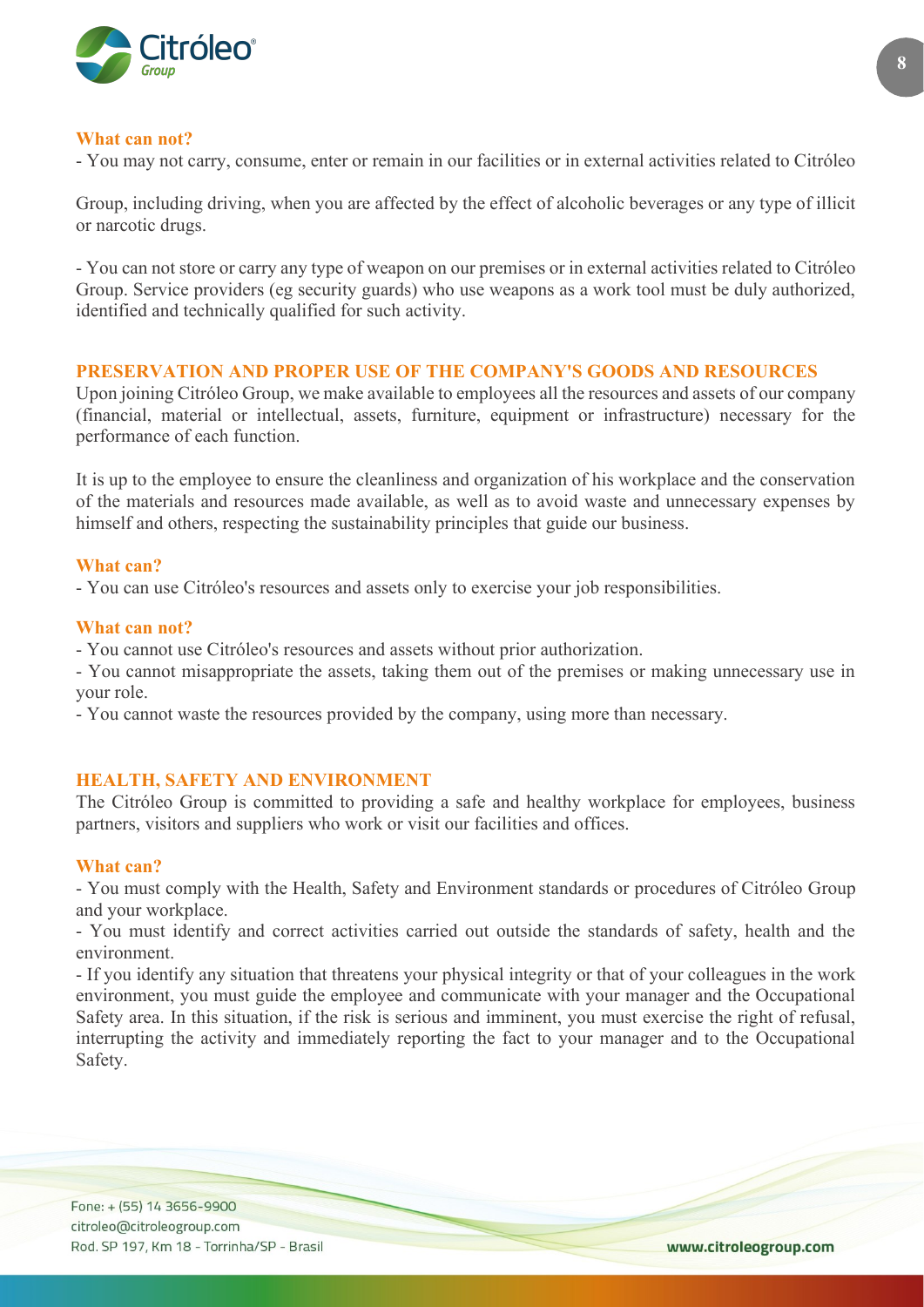**What can not?**

- You may not carry, consume, enter or remain in our facilities or in external activities related to Citróleo

Group, including driving, when you are affected by the effect of alcoholic beverages or any type of illicit or narcotic drugs.

- You can not store or carry any type of weapon on our premises or in external activities related to Citróleo Group. Service providers (eg security guards) who use weapons as a work tool must be duly authorized, identified and technically qualified for such activity.

## PRESERVATION AND PROPER USE OF THE COMPANY'S GOODS AND RESOURCES

Upon joining Citróleo Group, we make available to employees all the resources and assets of our company (financial, material or intellectual, assets, furniture, equipment or infrastructure) necessary for the performance of each function.

It is up to the employee to ensure the cleanliness and organization of his workplace and the conservation of the materials and resources made available, as well as to avoid waste and unnecessary expenses by himself and others, respecting the sustainability principles that guide our business.

**What can?**

- You can use Citróleo's resources and assets only to exercise your job responsibilities.

**What can not?**

- You cannot use Citróleo's resources and assets without prior authorization.
- You cannot misappropriate the assets, taking them out of the premises or making unnecessary use in your role.
- You cannot waste the resources provided by the company, using more than necessary.

## HEALTH, SAFETY AND ENVIRONMENT

The Citróleo Group is committed to providing a safe and healthy workplace for employees, business partners, visitors and suppliers who work or visit our facilities and offices.

**What can?**

- You must comply with the Health, Safety and Environment standards or procedures of Citróleo Group and your workplace.
- You must identify and correct activities carried out outside the standards of safety, health and the environment.
- If you identify any situation that threatens your physical integrity or that of your colleagues in the work environment, you must guide the employee and communicate with your manager and the Occupational Safety area. In this situation, if the risk is serious and imminent, you must exercise the right of refusal, interrupting the activity and immediately reporting the fact to your manager and to the Occupational Safety.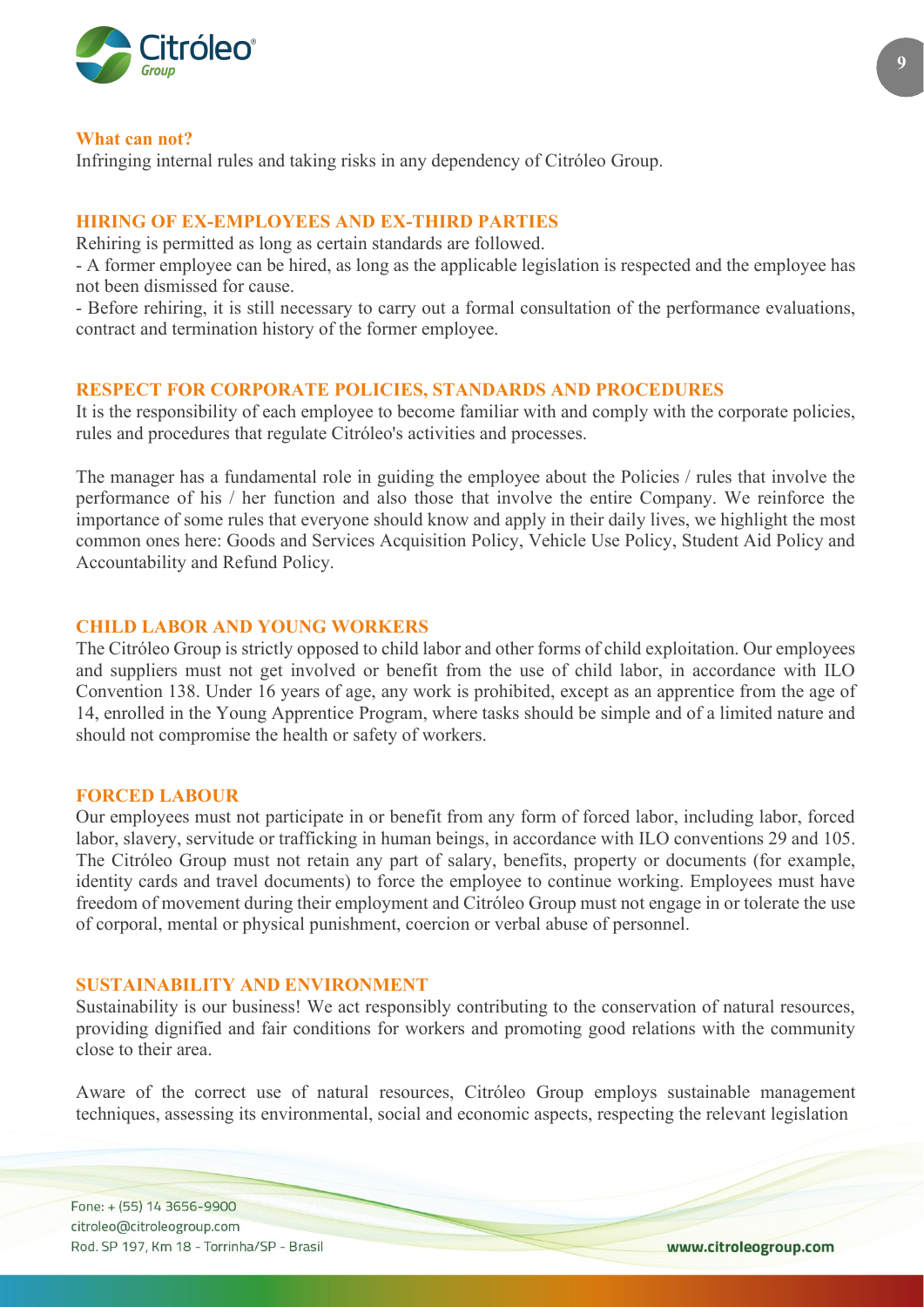**What can not?**

Infringing internal rules and taking risks in any dependency of Citróleo Group.

## HIRING OF EX-EMPLOYEES AND EX-THIRD PARTIES

Rehiring is permitted as long as certain standards are followed.

- A former employee can be hired, as long as the applicable legislation is respected and the employee has not been dismissed for cause.
- Before rehiring, it is still necessary to carry out a formal consultation of the performance evaluations, contract and termination history of the former employee.

## RESPECT FOR CORPORATE POLICIES, STANDARDS AND PROCEDURES

It is the responsibility of each employee to become familiar with and comply with the corporate policies, rules and procedures that regulate Citróleo's activities and processes.

The manager has a fundamental role in guiding the employee about the Policies / rules that involve the performance of his / her function and also those that involve the entire Company. We reinforce the importance of some rules that everyone should know and apply in their daily lives, we highlight the most common ones here: Goods and Services Acquisition Policy, Vehicle Use Policy, Student Aid Policy and Accountability and Refund Policy.

## CHILD LABOR AND YOUNG WORKERS

The Citróleo Group is strictly opposed to child labor and other forms of child exploitation. Our employees and suppliers must not get involved or benefit from the use of child labor, in accordance with ILO Convention 138. Under 16 years of age, any work is prohibited, except as an apprentice from the age of 14, enrolled in the Young Apprentice Program, where tasks should be simple and of a limited nature and should not compromise the health or safety of workers.

## FORCED LABOUR

Our employees must not participate in or benefit from any form of forced labor, including labor, forced labor, slavery, servitude or trafficking in human beings, in accordance with ILO conventions 29 and 105. The Citróleo Group must not retain any part of salary, benefits, property or documents (for example, identity cards and travel documents) to force the employee to continue working. Employees must have freedom of movement during their employment and Citróleo Group must not engage in or tolerate the use of corporal, mental or physical punishment, coercion or verbal abuse of personnel.

## SUSTAINABILITY AND ENVIRONMENT

Sustainability is our business! We act responsibly contributing to the conservation of natural resources, providing dignified and fair conditions for workers and promoting good relations with the community close to their area.

Aware of the correct use of natural resources, Citróleo Group employs sustainable management techniques, assessing its environmental, social and economic aspects, respecting the relevant legislation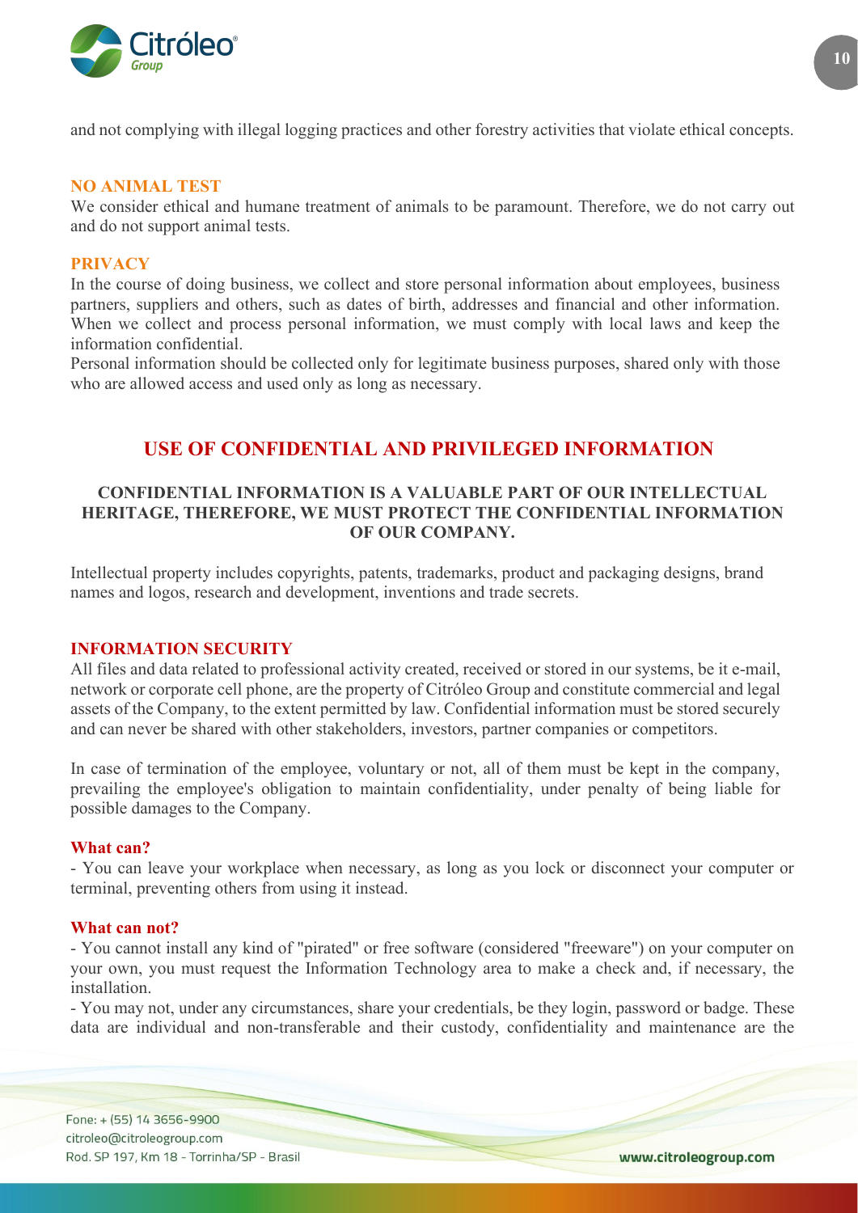and not complying with illegal logging practices and other forestry activities that violate ethical concepts.

### NO ANIMAL TEST

We consider ethical and humane treatment of animals to be paramount. Therefore, we do not carry out and do not support animal tests.

### PRIVACY

In the course of doing business, we collect and store personal information about employees, business partners, suppliers and others, such as dates of birth, addresses and financial and other information. When we collect and process personal information, we must comply with local laws and keep the information confidential.

Personal information should be collected only for legitimate business purposes, shared only with those who are allowed access and used only as long as necessary.

## USE OF CONFIDENTIAL AND PRIVILEGED INFORMATION

**CONFIDENTIAL INFORMATION IS A VALUABLE PART OF OUR INTELLECTUAL HERITAGE, THEREFORE, WE MUST PROTECT THE CONFIDENTIAL INFORMATION OF OUR COMPANY.**

Intellectual property includes copyrights, patents, trademarks, product and packaging designs, brand names and logos, research and development, inventions and trade secrets.

### INFORMATION SECURITY

All files and data related to professional activity created, received or stored in our systems, be it e-mail, network or corporate cell phone, are the property of Citróleo Group and constitute commercial and legal assets of the Company, to the extent permitted by law. Confidential information must be stored securely and can never be shared with other stakeholders, investors, partner companies or competitors.

In case of termination of the employee, voluntary or not, all of them must be kept in the company, prevailing the employee's obligation to maintain confidentiality, under penalty of being liable for possible damages to the Company.

#### What can?

- You can leave your workplace when necessary, as long as you lock or disconnect your computer or terminal, preventing others from using it instead.

#### What can not?

- You cannot install any kind of "pirated" or free software (considered "freeware") on your computer on your own, you must request the Information Technology area to make a check and, if necessary, the installation.
- You may not, under any circumstances, share your credentials, be they login, password or badge. These data are individual and non-transferable and their custody, confidentiality and maintenance are the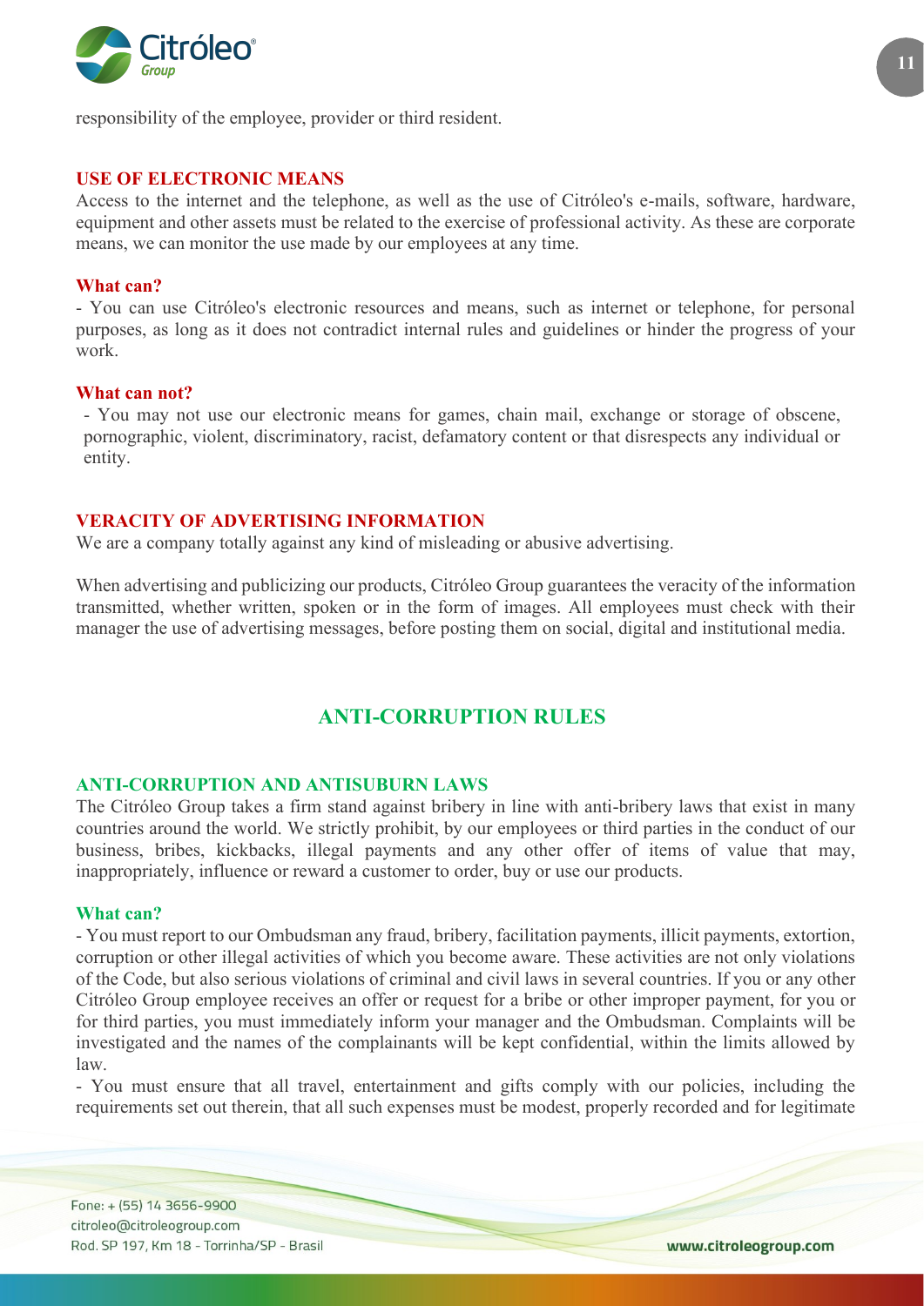responsibility of the employee, provider or third resident.

### USE OF ELECTRONIC MEANS

Access to the internet and the telephone, as well as the use of Citróleo's e-mails, software, hardware, equipment and other assets must be related to the exercise of professional activity. As these are corporate means, we can monitor the use made by our employees at any time.

**What can?**

- You can use Citróleo's electronic resources and means, such as internet or telephone, for personal purposes, as long as it does not contradict internal rules and guidelines or hinder the progress of your work.

**What can not?**

- You may not use our electronic means for games, chain mail, exchange or storage of obscene, pornographic, violent, discriminatory, racist, defamatory content or that disrespects any individual or entity.

### VERACITY OF ADVERTISING INFORMATION

We are a company totally against any kind of misleading or abusive advertising.

When advertising and publicizing our products, Citróleo Group guarantees the veracity of the information transmitted, whether written, spoken or in the form of images. All employees must check with their manager the use of advertising messages, before posting them on social, digital and institutional media.

## ANTI-CORRUPTION RULES

### ANTI-CORRUPTION AND ANTISUBURN LAWS

The Citróleo Group takes a firm stand against bribery in line with anti-bribery laws that exist in many countries around the world. We strictly prohibit, by our employees or third parties in the conduct of our business, bribes, kickbacks, illegal payments and any other offer of items of value that may, inappropriately, influence or reward a customer to order, buy or use our products.

**What can?**

- You must report to our Ombudsman any fraud, bribery, facilitation payments, illicit payments, extortion, corruption or other illegal activities of which you become aware. These activities are not only violations of the Code, but also serious violations of criminal and civil laws in several countries. If you or any other Citróleo Group employee receives an offer or request for a bribe or other improper payment, for you or for third parties, you must immediately inform your manager and the Ombudsman. Complaints will be investigated and the names of the complainants will be kept confidential, within the limits allowed by law.
- You must ensure that all travel, entertainment and gifts comply with our policies, including the requirements set out therein, that all such expenses must be modest, properly recorded and for legitimate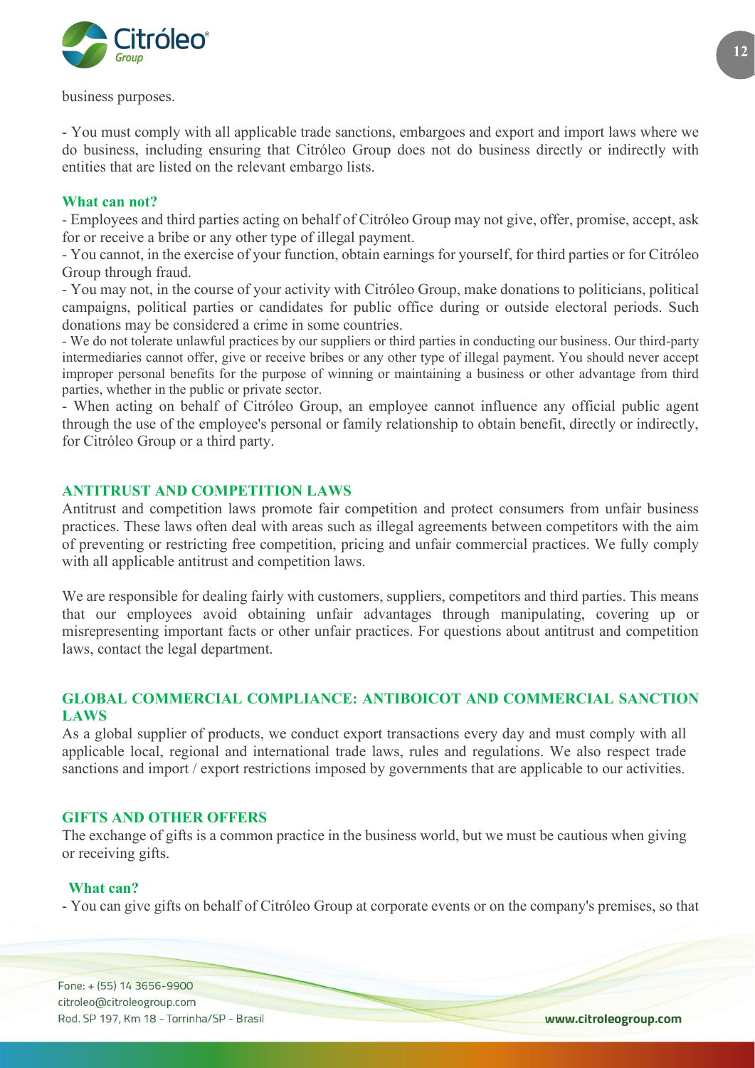business purposes.

- You must comply with all applicable trade sanctions, embargoes and export and import laws where we do business, including ensuring that Citróleo Group does not do business directly or indirectly with entities that are listed on the relevant embargo lists.

**What can not?**

- Employees and third parties acting on behalf of Citróleo Group may not give, offer, promise, accept, ask for or receive a bribe or any other type of illegal payment.
- You cannot, in the exercise of your function, obtain earnings for yourself, for third parties or for Citróleo Group through fraud.
- You may not, in the course of your activity with Citróleo Group, make donations to politicians, political campaigns, political parties or candidates for public office during or outside electoral periods. Such donations may be considered a crime in some countries.
- We do not tolerate unlawful practices by our suppliers or third parties in conducting our business. Our third-party intermediaries cannot offer, give or receive bribes or any other type of illegal payment. You should never accept improper personal benefits for the purpose of winning or maintaining a business or other advantage from third parties, whether in the public or private sector.
- When acting on behalf of Citróleo Group, an employee cannot influence any official public agent through the use of the employee's personal or family relationship to obtain benefit, directly or indirectly, for Citróleo Group or a third party.

## ANTITRUST AND COMPETITION LAWS

Antitrust and competition laws promote fair competition and protect consumers from unfair business practices. These laws often deal with areas such as illegal agreements between competitors with the aim of preventing or restricting free competition, pricing and unfair commercial practices. We fully comply with all applicable antitrust and competition laws.

We are responsible for dealing fairly with customers, suppliers, competitors and third parties. This means that our employees avoid obtaining unfair advantages through manipulating, covering up or misrepresenting important facts or other unfair practices. For questions about antitrust and competition laws, contact the legal department.

## GLOBAL COMMERCIAL COMPLIANCE: ANTIBOICOT AND COMMERCIAL SANCTION LAWS

As a global supplier of products, we conduct export transactions every day and must comply with all applicable local, regional and international trade laws, rules and regulations. We also respect trade sanctions and import / export restrictions imposed by governments that are applicable to our activities.

## GIFTS AND OTHER OFFERS

The exchange of gifts is a common practice in the business world, but we must be cautious when giving or receiving gifts.

**What can?**

- You can give gifts on behalf of Citróleo Group at corporate events or on the company's premises, so that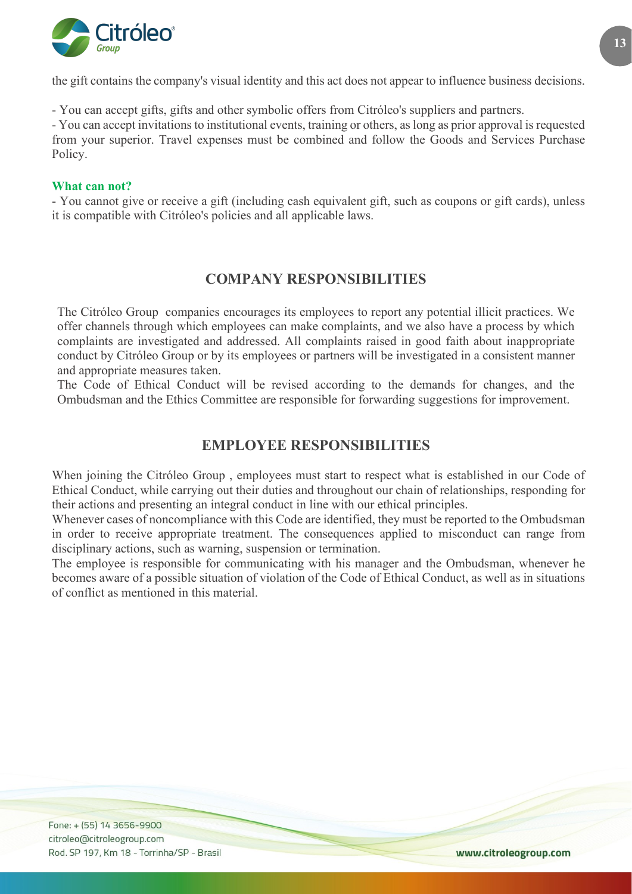the gift contains the company's visual identity and this act does not appear to influence business decisions.

- You can accept gifts, gifts and other symbolic offers from Citróleo's suppliers and partners.
- You can accept invitations to institutional events, training or others, as long as prior approval is requested from your superior. Travel expenses must be combined and follow the Goods and Services Purchase Policy.

**What can not?**

- You cannot give or receive a gift (including cash equivalent gift, such as coupons or gift cards), unless it is compatible with Citróleo's policies and all applicable laws.

## COMPANY RESPONSIBILITIES

The Citróleo Group companies encourages its employees to report any potential illicit practices. We offer channels through which employees can make complaints, and we also have a process by which complaints are investigated and addressed. All complaints raised in good faith about inappropriate conduct by Citróleo Group or by its employees or partners will be investigated in a consistent manner and appropriate measures taken.

The Code of Ethical Conduct will be revised according to the demands for changes, and the Ombudsman and the Ethics Committee are responsible for forwarding suggestions for improvement.

## EMPLOYEE RESPONSIBILITIES

When joining the Citróleo Group , employees must start to respect what is established in our Code of Ethical Conduct, while carrying out their duties and throughout our chain of relationships, responding for their actions and presenting an integral conduct in line with our ethical principles.

Whenever cases of noncompliance with this Code are identified, they must be reported to the Ombudsman in order to receive appropriate treatment. The consequences applied to misconduct can range from disciplinary actions, such as warning, suspension or termination.

The employee is responsible for communicating with his manager and the Ombudsman, whenever he becomes aware of a possible situation of violation of the Code of Ethical Conduct, as well as in situations of conflict as mentioned in this material.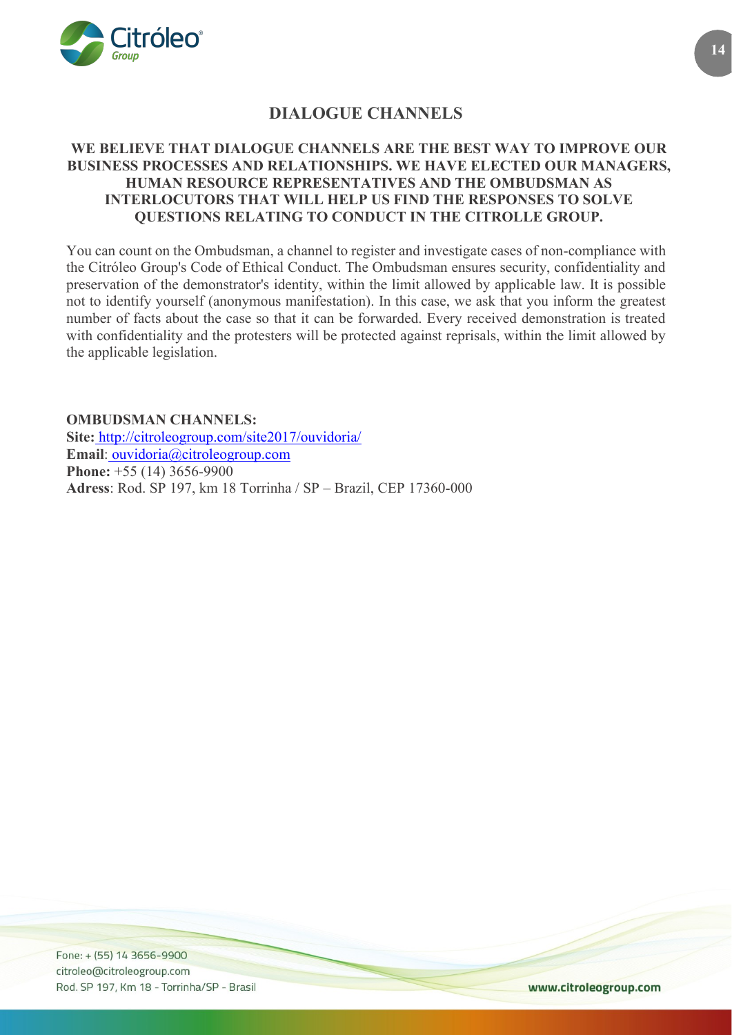# DIALOGUE CHANNELS

**WE BELIEVE THAT DIALOGUE CHANNELS ARE THE BEST WAY TO IMPROVE OUR BUSINESS PROCESSES AND RELATIONSHIPS. WE HAVE ELECTED OUR MANAGERS, HUMAN RESOURCE REPRESENTATIVES AND THE OMBUDSMAN AS INTERLOCUTORS THAT WILL HELP US FIND THE RESPONSES TO SOLVE QUESTIONS RELATING TO CONDUCT IN THE CITROLLE GROUP.**

You can count on the Ombudsman, a channel to register and investigate cases of non-compliance with the Citróleo Group's Code of Ethical Conduct. The Ombudsman ensures security, confidentiality and preservation of the demonstrator's identity, within the limit allowed by applicable law. It is possible not to identify yourself (anonymous manifestation). In this case, we ask that you inform the greatest number of facts about the case so that it can be forwarded. Every received demonstration is treated with confidentiality and the protesters will be protected against reprisals, within the limit allowed by the applicable legislation.

**OMBUDSMAN CHANNELS:**
**Site:** http://citroleogroup.com/site2017/ouvidoria/
**Email**: ouvidoria@citroleogroup.com
**Phone:** +55 (14) 3656-9900
**Adress**: Rod. SP 197, km 18 Torrinha / SP – Brazil, CEP 17360-000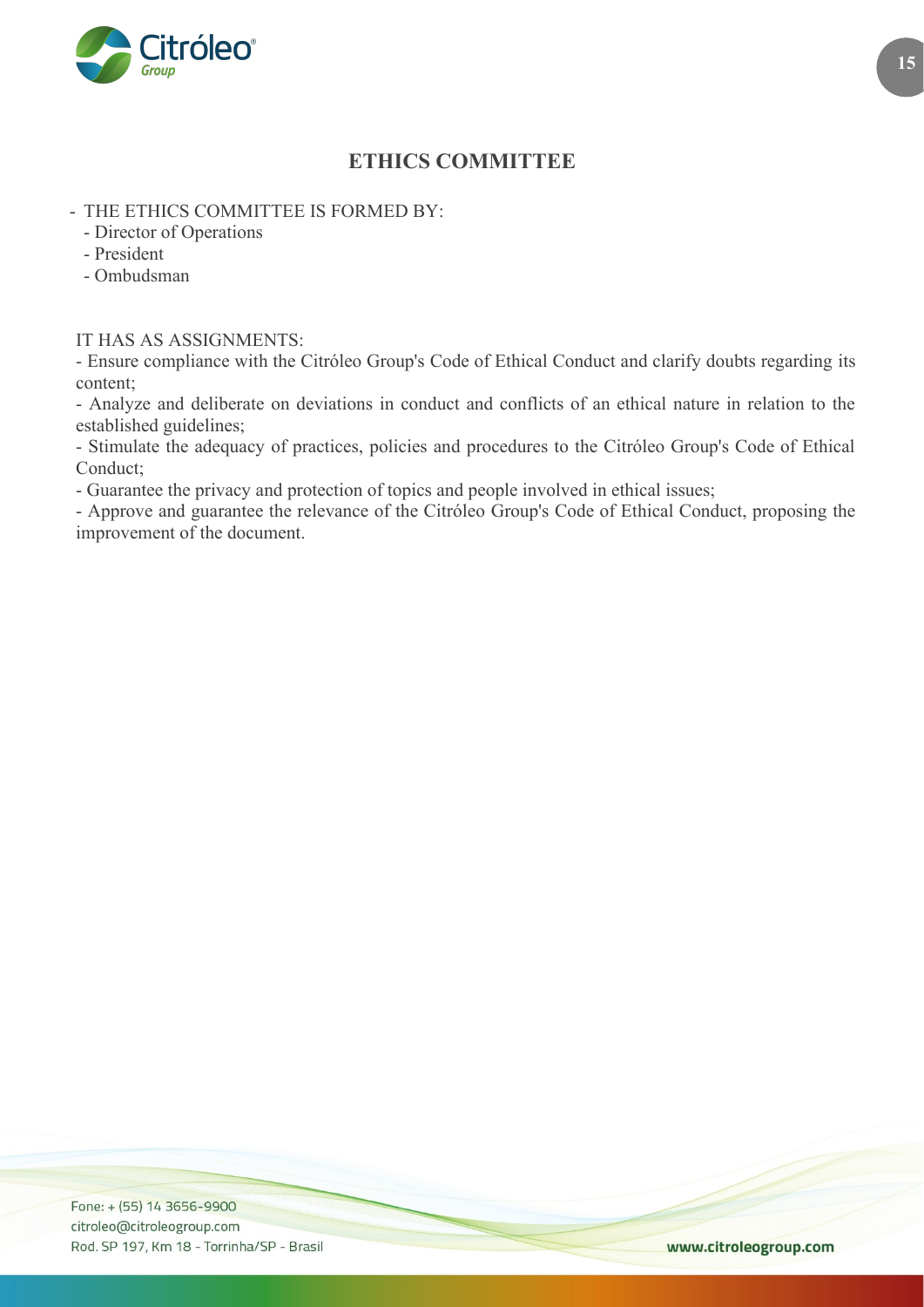## ETHICS COMMITTEE

- THE ETHICS COMMITTEE IS FORMED BY:
  - Director of Operations
  - President
  - Ombudsman

IT HAS AS ASSIGNMENTS:

- Ensure compliance with the Citróleo Group's Code of Ethical Conduct and clarify doubts regarding its content;
- Analyze and deliberate on deviations in conduct and conflicts of an ethical nature in relation to the established guidelines;
- Stimulate the adequacy of practices, policies and procedures to the Citróleo Group's Code of Ethical Conduct;
- Guarantee the privacy and protection of topics and people involved in ethical issues;
- Approve and guarantee the relevance of the Citróleo Group's Code of Ethical Conduct, proposing the improvement of the document.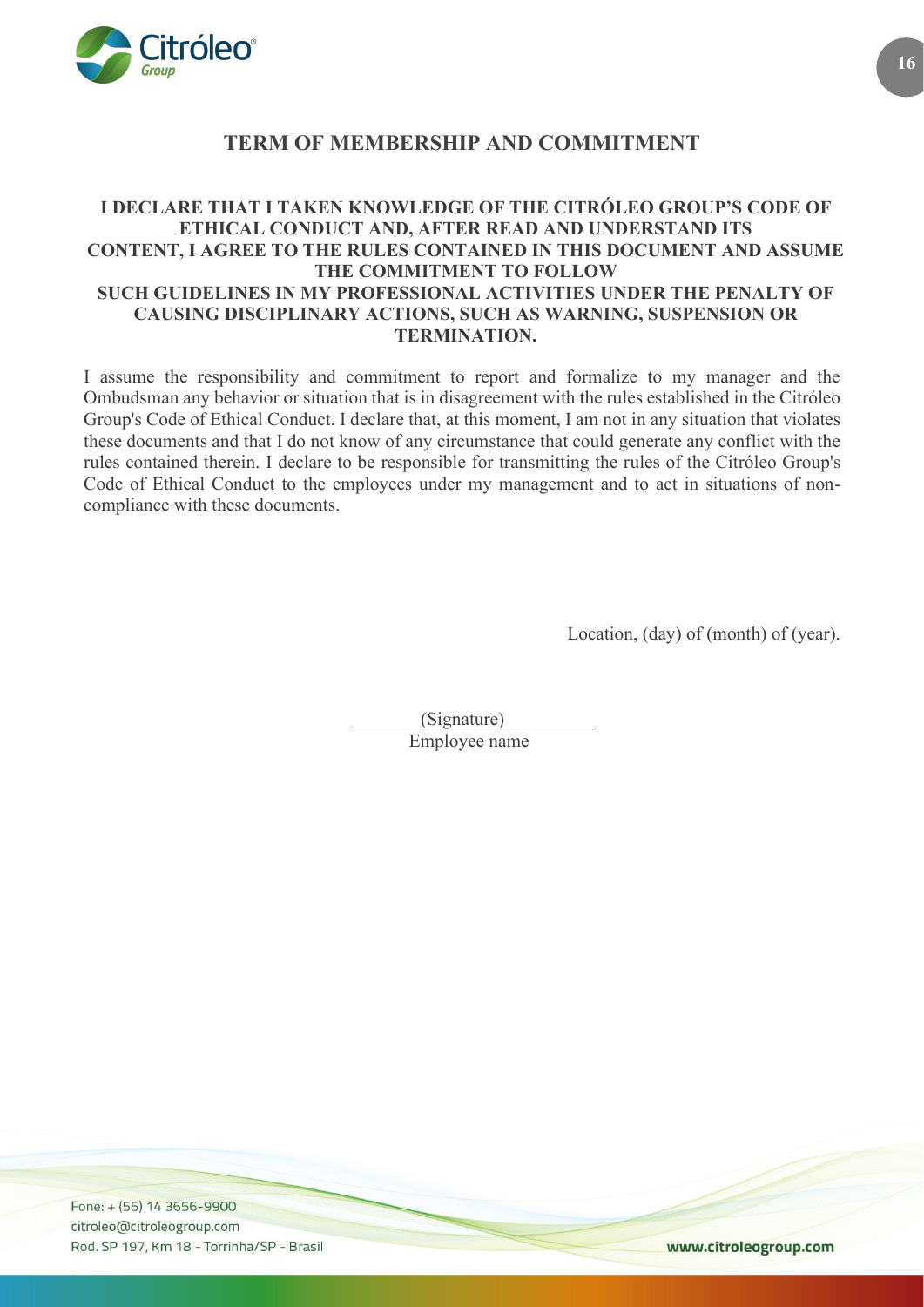## TERM OF MEMBERSHIP AND COMMITMENT

**I DECLARE THAT I TAKEN KNOWLEDGE OF THE CITRÓLEO GROUP'S CODE OF ETHICAL CONDUCT AND, AFTER READ AND UNDERSTAND ITS CONTENT, I AGREE TO THE RULES CONTAINED IN THIS DOCUMENT AND ASSUME THE COMMITMENT TO FOLLOW SUCH GUIDELINES IN MY PROFESSIONAL ACTIVITIES UNDER THE PENALTY OF CAUSING DISCIPLINARY ACTIONS, SUCH AS WARNING, SUSPENSION OR TERMINATION.**

I assume the responsibility and commitment to report and formalize to my manager and the Ombudsman any behavior or situation that is in disagreement with the rules established in the Citróleo Group's Code of Ethical Conduct. I declare that, at this moment, I am not in any situation that violates these documents and that I do not know of any circumstance that could generate any conflict with the rules contained therein. I declare to be responsible for transmitting the rules of the Citróleo Group's Code of Ethical Conduct to the employees under my management and to act in situations of non-compliance with these documents.

Location, (day) of (month) of (year).

(Signature)

Employee name